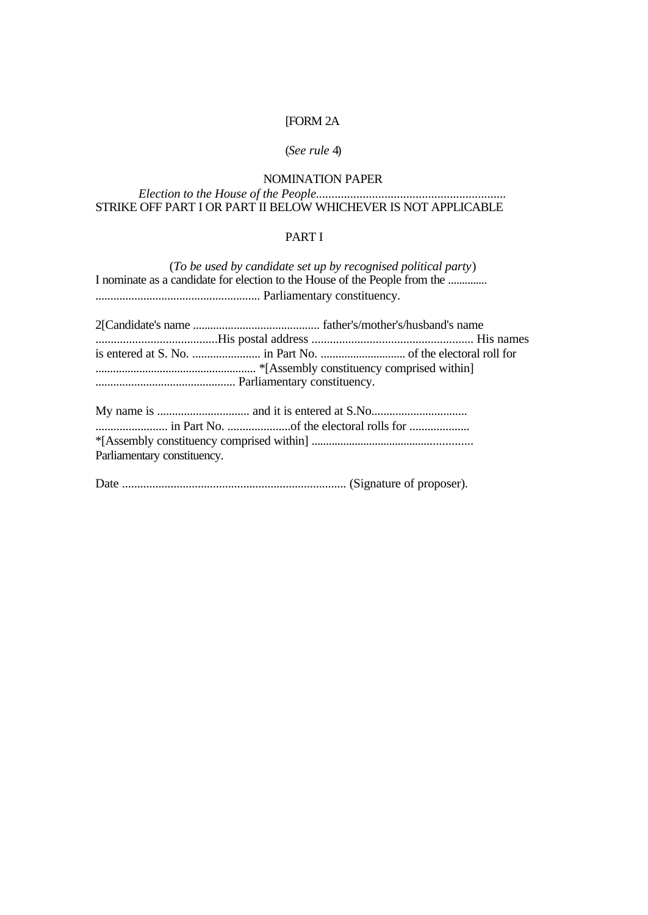[FORM 2A

(*See rule* 4)

NOMINATION PAPER

*Election to the House of the People*.............................................................

STRIKE OFF PART I OR PART II BELOW WHICHEVER IS NOT APPLICABLE

PART I

(*To be used by candidate set up by recognised political party*)

I nominate as a candidate for election to the House of the People from the ............. ....................................................... Parliamentary constituency.

2[Candidate's name ........................................... father's/mother's/husband's name ........................................His postal address ...................................................... His names is entered at S. No. ....................... in Part No. ............................. of the electoral roll for ...................................................... *[Assembly constituency comprised within] ............................................... Parliamentary constituency.

My name is ............................... and it is entered at S.No................................ ........................ in Part No. .....................of the electoral rolls for .................... *[Assembly constituency comprised within] ...................................................... Parliamentary constituency.

Date .......................................................................... (Signature of proposer).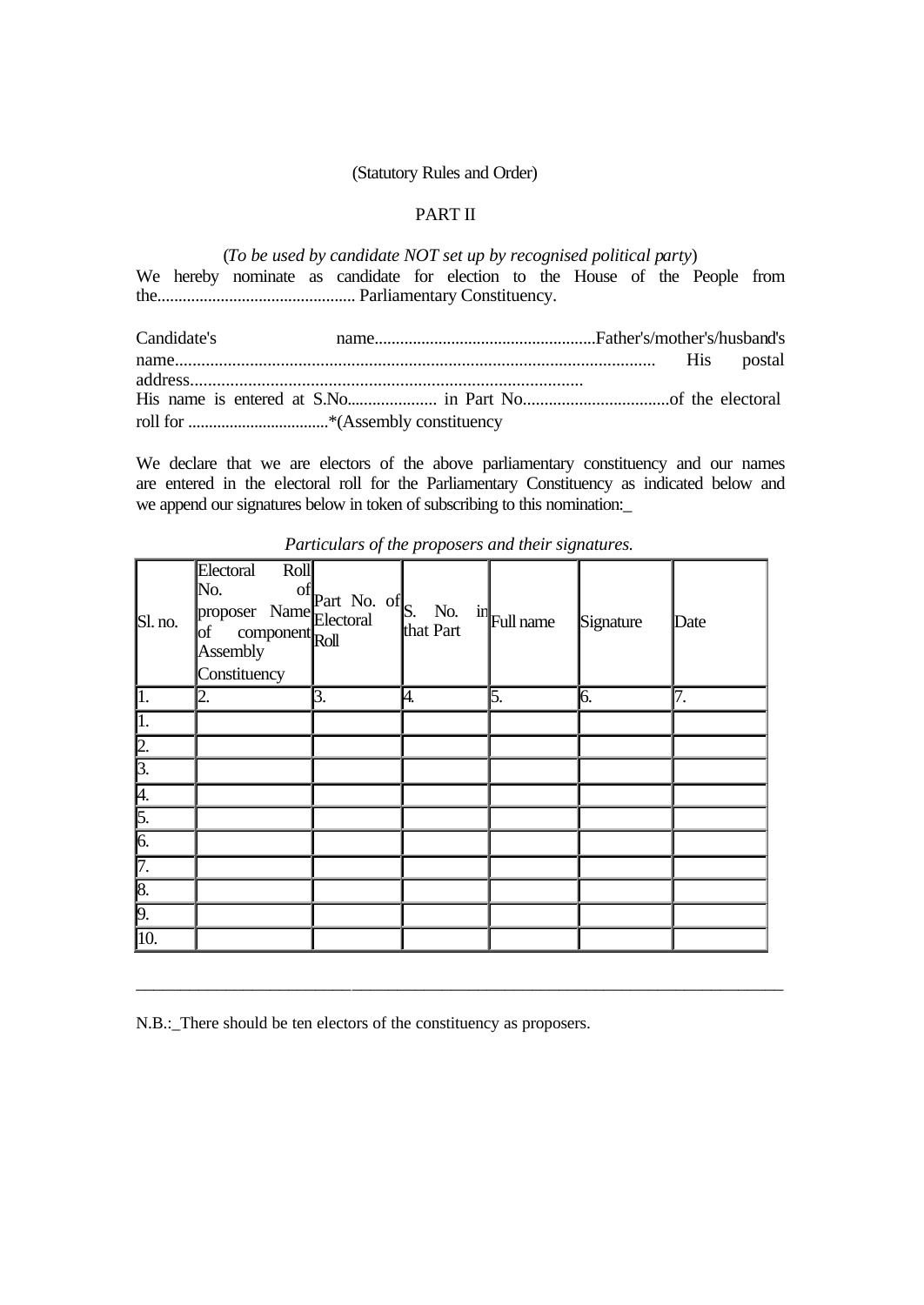(Statutory Rules and Order)

PART II

(*To be used by candidate NOT set up by recognised political party*)

We hereby nominate as candidate for election to the House of the People from the.............................................. Parliamentary Constituency.

Candidate's name...................................................Father's/mother's/husband's name............................................................................................................ His postal address........................................................................................

His name is entered at S.No..................... in Part No..................................of the electoral roll for .................................*(Assembly constituency

We declare that we are electors of the above parliamentary constituency and our names are entered in the electoral roll for the Parliamentary Constituency as indicated below and we append our signatures below in token of subscribing to this nomination:_

*Particulars of the proposers and their signatures.*

| Sl. no. | Electoral Roll No. of proposer Name of component Assembly Constituency | Part No. of Electoral Roll | S. No. in that Part | Full name | Signature | Date |
|---|---|---|---|---|---|---|
| 1. | 2. | 3. | 4. | 5. | 6. | 7. |
| 1. | | | | | | |
| 2. | | | | | | |
| 3. | | | | | | |
| 4. | | | | | | |
| 5. | | | | | | |
| 6. | | | | | | |
| 7. | | | | | | |
| 8. | | | | | | |
| 9. | | | | | | |
| 10. | | | | | | |

---

N.B.:_There should be ten electors of the constituency as proposers.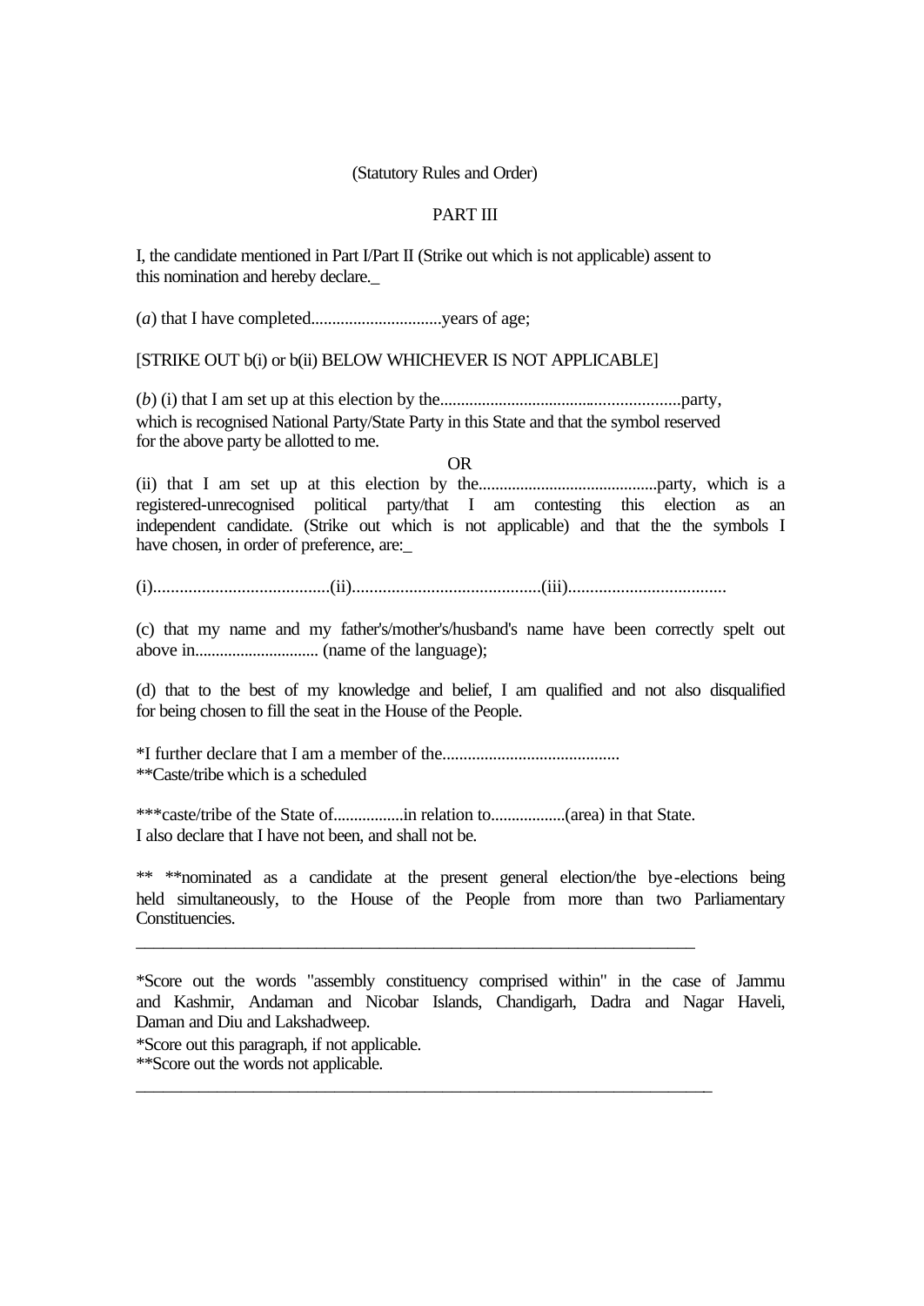(Statutory Rules and Order)

PART III

I, the candidate mentioned in Part I/Part II (Strike out which is not applicable) assent to this nomination and hereby declare._

(*a*) that I have completed..............................years of age;

[STRIKE OUT b(i) or b(ii) BELOW WHICHEVER IS NOT APPLICABLE]

(*b*) (i) that I am set up at this election by the.......................................................party, which is recognised National Party/State Party in this State and that the symbol reserved for the above party be allotted to me.

OR

(ii) that I am set up at this election by the..........................................party, which is a registered-unrecognised political party/that I am contesting this election as an independent candidate. (Strike out which is not applicable) and that the the symbols I have chosen, in order of preference, are:_

(i)........................................(ii)...........................................(iii)...................................

(c) that my name and my father's/mother's/husband's name have been correctly spelt out above in............................. (name of the language);

(d) that to the best of my knowledge and belief, I am qualified and not also disqualified for being chosen to fill the seat in the House of the People.

*I further declare that I am a member of the..........................................
**Caste/tribe which is a scheduled

***caste/tribe of the State of.................in relation to.................(area) in that State.
I also declare that I have not been, and shall not be.

** **nominated as a candidate at the present general election/the bye-elections being held simultaneously, to the House of the People from more than two Parliamentary Constituencies.

---

*Score out the words "assembly constituency comprised within" in the case of Jammu and Kashmir, Andaman and Nicobar Islands, Chandigarh, Dadra and Nagar Haveli, Daman and Diu and Lakshadweep.

*Score out this paragraph, if not applicable.

**Score out the words not applicable.

---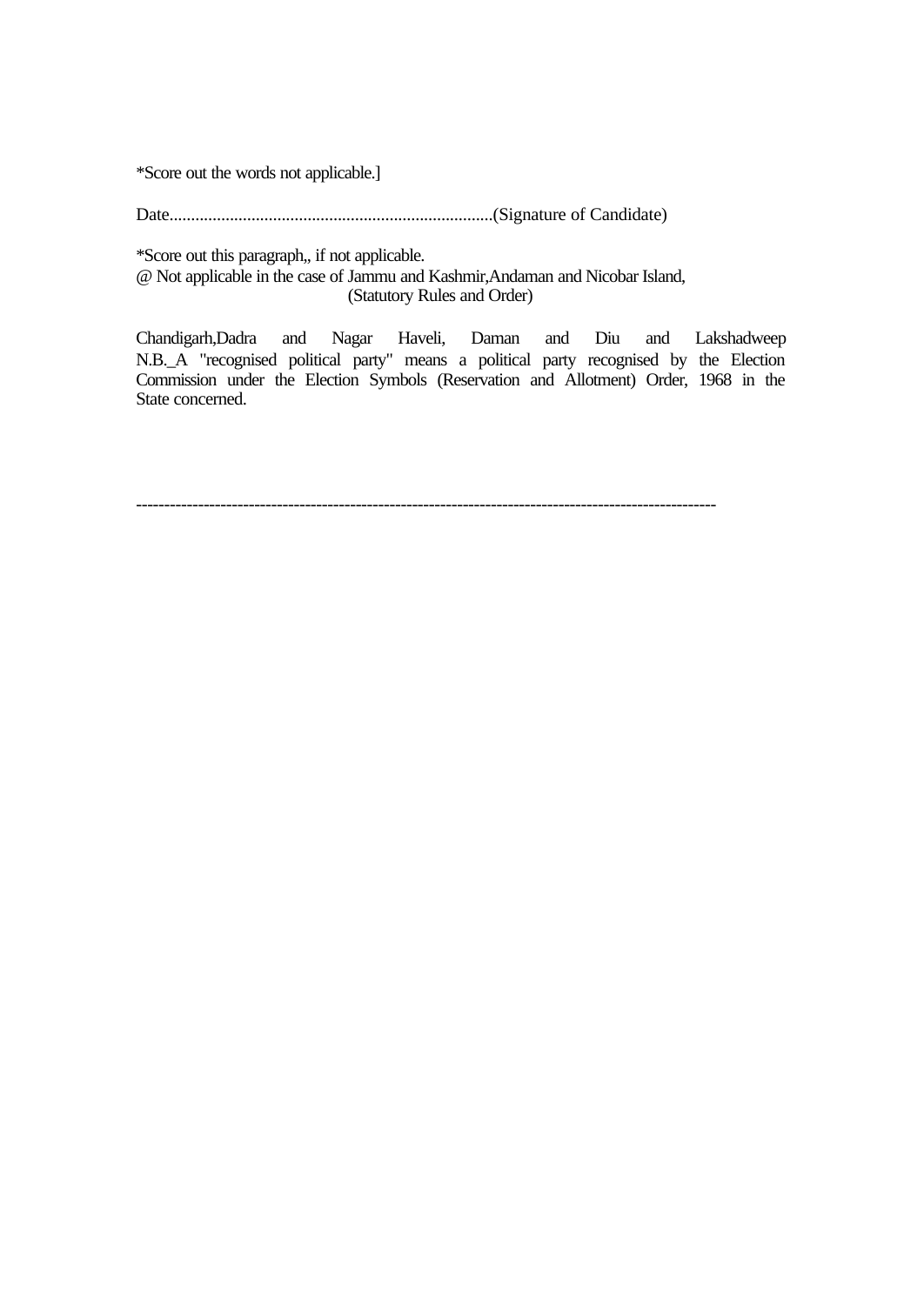*Score out the words not applicable.]

Date...........................................................................(Signature of Candidate)

*Score out this paragraph,, if not applicable.
@ Not applicable in the case of Jammu and Kashmir,Andaman and Nicobar Island,
(Statutory Rules and Order)

Chandigarh,Dadra and Nagar Haveli, Daman and Diu and Lakshadweep
N.B._A "recognised political party" means a political party recognised by the Election Commission under the Election Symbols (Reservation and Allotment) Order, 1968 in the State concerned.

-----------------------------------------------------------------------------------------------------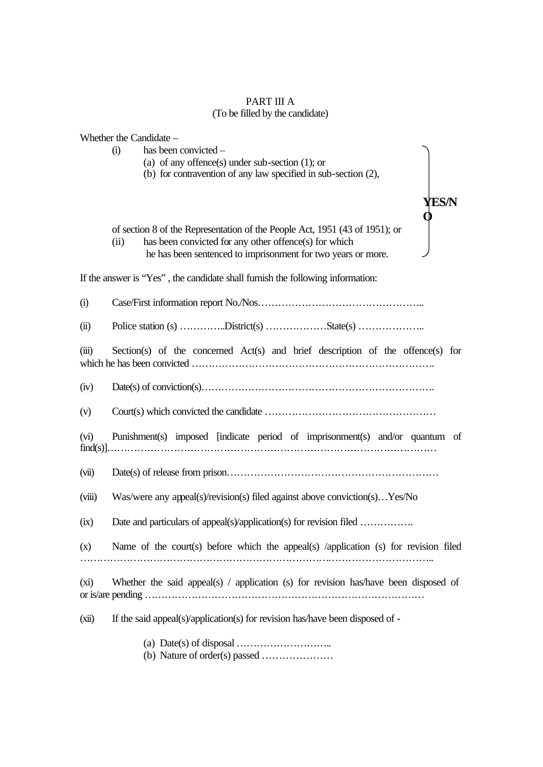PART III A

(To be filled by the candidate)

Whether the Candidate –

(i) has been convicted –
  (a) of any offence(s) under sub-section (1); or
  (b) for contravention of any law specified in sub-section (2),

of section 8 of the Representation of the People Act, 1951 (43 of 1951); or

(ii) has been convicted for any other offence(s) for which he has been sentenced to imprisonment for two years or more.

**YES/NO**

If the answer is "Yes" , the candidate shall furnish the following information:

(i) Case/First information report No./Nos…………………………………………..

(ii) Police station (s) …………..District(s) ………………State(s) ………………..

(iii) Section(s) of the concerned Act(s) and brief description of the offence(s) for which he has been convicted ……………………………………………………………….

(iv) Date(s) of conviction(s)…………………………………………………………….

(v) Court(s) which convicted the candidate ……………………………………………

(vi) Punishment(s) imposed [indicate period of imprisonment(s) and/or quantum of find(s)]………………………………………………………………………………………

(vii) Date(s) of release from prison………………………………………………………

(viii) Was/were any appeal(s)/revision(s) filed against above conviction(s)…Yes/No

(ix) Date and particulars of appeal(s)/application(s) for revision filed …………….

(x) Name of the court(s) before which the appeal(s) /application (s) for revision filed ……………………………………………………………………………………………..

(xi) Whether the said appeal(s) / application (s) for revision has/have been disposed of or is/are pending ………………………………………………………………………

(xii) If the said appeal(s)/application(s) for revision has/have been disposed of -

  (a) Date(s) of disposal ………………………..
  (b) Nature of order(s) passed …………………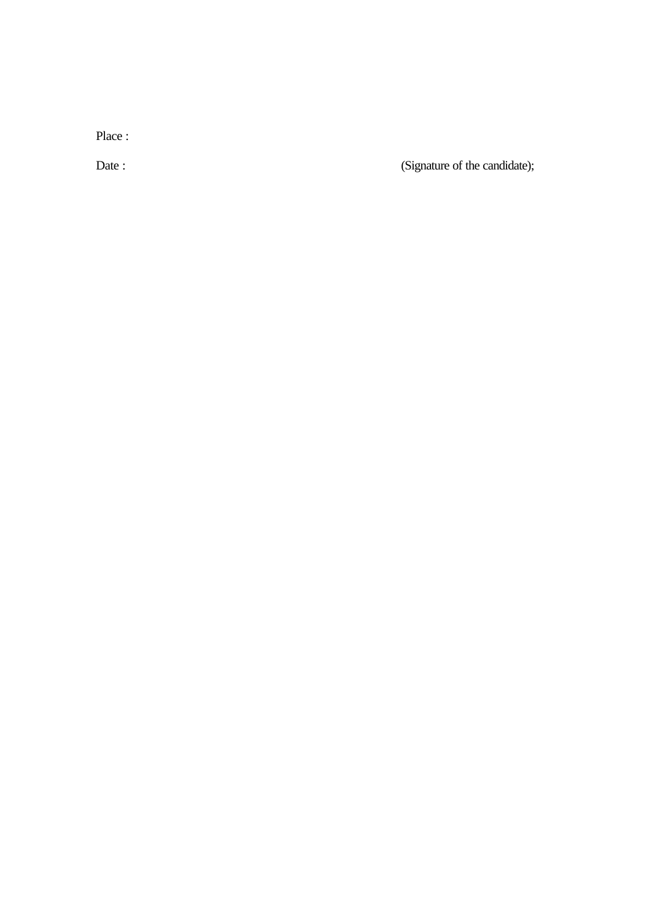Place :

Date : (Signature of the candidate);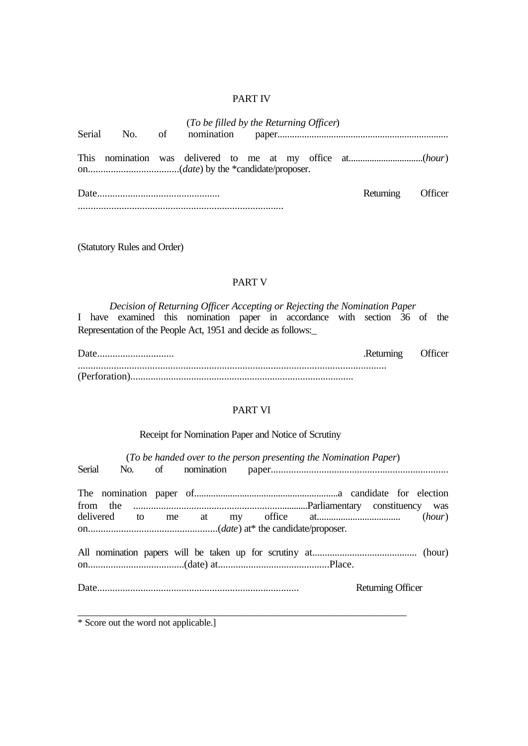PART IV

(*To be filled by the Returning Officer*)

Serial No. of nomination paper......................................................................

This nomination was delivered to me at my office at...............................(*hour*) on....................................(*date*) by the *candidate/proposer.

Date................................................ Returning Officer ................................................................................

(Statutory Rules and Order)

PART V

*Decision of Returning Officer Accepting or Rejecting the Nomination Paper*

I have examined this nomination paper in accordance with section 36 of the Representation of the People Act, 1951 and decide as follows:_

Date.............................. .Returning Officer ........................................................................................................................

(Perforation)........................................................................................

PART VI

Receipt for Nomination Paper and Notice of Scrutiny

(*To be handed over to the person presenting the Nomination Paper*)

Serial No. of nomination paper.......................................................................

The nomination paper of...........................................................a candidate for election from the ......................................................................Parliamentary constituency was delivered to me at my office at.................................. (*hour*) on...................................................(*date*) at* the candidate/proposer.

All nomination papers will be taken up for scrutiny at.......................................... (hour) on......................................(date) at............................................Place.

Date................................................................................ Returning Officer

---

* Score out the word not applicable.]